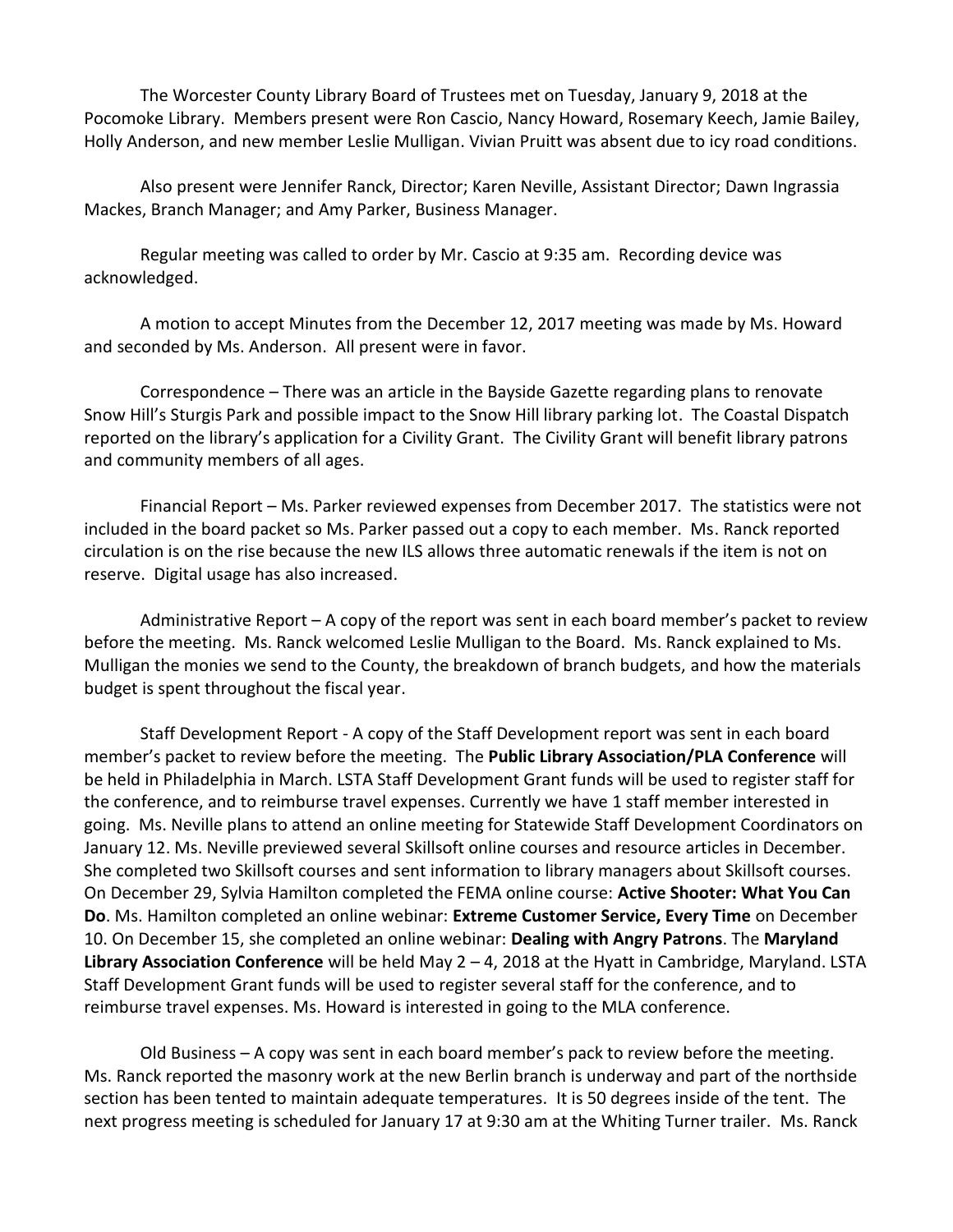The Worcester County Library Board of Trustees met on Tuesday, January 9, 2018 at the Pocomoke Library. Members present were Ron Cascio, Nancy Howard, Rosemary Keech, Jamie Bailey, Holly Anderson, and new member Leslie Mulligan. Vivian Pruitt was absent due to icy road conditions.

Also present were Jennifer Ranck, Director; Karen Neville, Assistant Director; Dawn Ingrassia Mackes, Branch Manager; and Amy Parker, Business Manager.

Regular meeting was called to order by Mr. Cascio at 9:35 am. Recording device was acknowledged.

A motion to accept Minutes from the December 12, 2017 meeting was made by Ms. Howard and seconded by Ms. Anderson. All present were in favor.

Correspondence – There was an article in the Bayside Gazette regarding plans to renovate Snow Hill's Sturgis Park and possible impact to the Snow Hill library parking lot. The Coastal Dispatch reported on the library's application for a Civility Grant. The Civility Grant will benefit library patrons and community members of all ages.

Financial Report – Ms. Parker reviewed expenses from December 2017. The statistics were not included in the board packet so Ms. Parker passed out a copy to each member. Ms. Ranck reported circulation is on the rise because the new ILS allows three automatic renewals if the item is not on reserve. Digital usage has also increased.

Administrative Report – A copy of the report was sent in each board member's packet to review before the meeting. Ms. Ranck welcomed Leslie Mulligan to the Board. Ms. Ranck explained to Ms. Mulligan the monies we send to the County, the breakdown of branch budgets, and how the materials budget is spent throughout the fiscal year.

Staff Development Report - A copy of the Staff Development report was sent in each board member's packet to review before the meeting. The **Public Library Association/PLA Conference** will be held in Philadelphia in March. LSTA Staff Development Grant funds will be used to register staff for the conference, and to reimburse travel expenses. Currently we have 1 staff member interested in going. Ms. Neville plans to attend an online meeting for Statewide Staff Development Coordinators on January 12. Ms. Neville previewed several Skillsoft online courses and resource articles in December. She completed two Skillsoft courses and sent information to library managers about Skillsoft courses. On December 29, Sylvia Hamilton completed the FEMA online course: **Active Shooter: What You Can Do**. Ms. Hamilton completed an online webinar: **Extreme Customer Service, Every Time** on December 10. On December 15, she completed an online webinar: **Dealing with Angry Patrons**. The **Maryland Library Association Conference** will be held May 2 – 4, 2018 at the Hyatt in Cambridge, Maryland. LSTA Staff Development Grant funds will be used to register several staff for the conference, and to reimburse travel expenses. Ms. Howard is interested in going to the MLA conference.

Old Business – A copy was sent in each board member's pack to review before the meeting. Ms. Ranck reported the masonry work at the new Berlin branch is underway and part of the northside section has been tented to maintain adequate temperatures. It is 50 degrees inside of the tent. The next progress meeting is scheduled for January 17 at 9:30 am at the Whiting Turner trailer. Ms. Ranck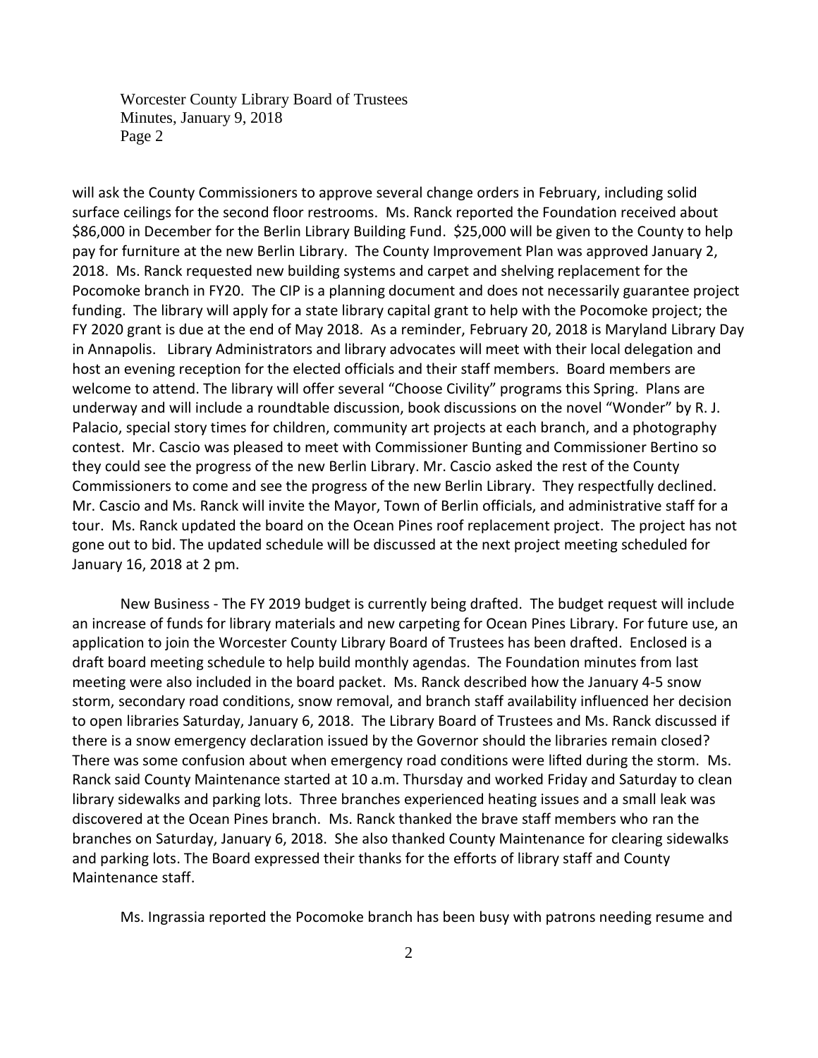will ask the County Commissioners to approve several change orders in February, including solid surface ceilings for the second floor restrooms. Ms. Ranck reported the Foundation received about $86,000 in December for the Berlin Library Building Fund. $25,000 will be given to the County to help pay for furniture at the new Berlin Library. The County Improvement Plan was approved January 2, 2018. Ms. Ranck requested new building systems and carpet and shelving replacement for the Pocomoke branch in FY20. The CIP is a planning document and does not necessarily guarantee project funding. The library will apply for a state library capital grant to help with the Pocomoke project; the FY 2020 grant is due at the end of May 2018. As a reminder, February 20, 2018 is Maryland Library Day in Annapolis. Library Administrators and library advocates will meet with their local delegation and host an evening reception for the elected officials and their staff members. Board members are welcome to attend. The library will offer several "Choose Civility" programs this Spring. Plans are underway and will include a roundtable discussion, book discussions on the novel "Wonder" by R. J. Palacio, special story times for children, community art projects at each branch, and a photography contest. Mr. Cascio was pleased to meet with Commissioner Bunting and Commissioner Bertino so they could see the progress of the new Berlin Library. Mr. Cascio asked the rest of the County Commissioners to come and see the progress of the new Berlin Library. They respectfully declined. Mr. Cascio and Ms. Ranck will invite the Mayor, Town of Berlin officials, and administrative staff for a tour. Ms. Ranck updated the board on the Ocean Pines roof replacement project. The project has not gone out to bid. The updated schedule will be discussed at the next project meeting scheduled for January 16, 2018 at 2 pm.

New Business - The FY 2019 budget is currently being drafted. The budget request will include an increase of funds for library materials and new carpeting for Ocean Pines Library. For future use, an application to join the Worcester County Library Board of Trustees has been drafted. Enclosed is a draft board meeting schedule to help build monthly agendas. The Foundation minutes from last meeting were also included in the board packet. Ms. Ranck described how the January 4-5 snow storm, secondary road conditions, snow removal, and branch staff availability influenced her decision to open libraries Saturday, January 6, 2018. The Library Board of Trustees and Ms. Ranck discussed if there is a snow emergency declaration issued by the Governor should the libraries remain closed? There was some confusion about when emergency road conditions were lifted during the storm. Ms. Ranck said County Maintenance started at 10 a.m. Thursday and worked Friday and Saturday to clean library sidewalks and parking lots. Three branches experienced heating issues and a small leak was discovered at the Ocean Pines branch. Ms. Ranck thanked the brave staff members who ran the branches on Saturday, January 6, 2018. She also thanked County Maintenance for clearing sidewalks and parking lots. The Board expressed their thanks for the efforts of library staff and County Maintenance staff.

Ms. Ingrassia reported the Pocomoke branch has been busy with patrons needing resume and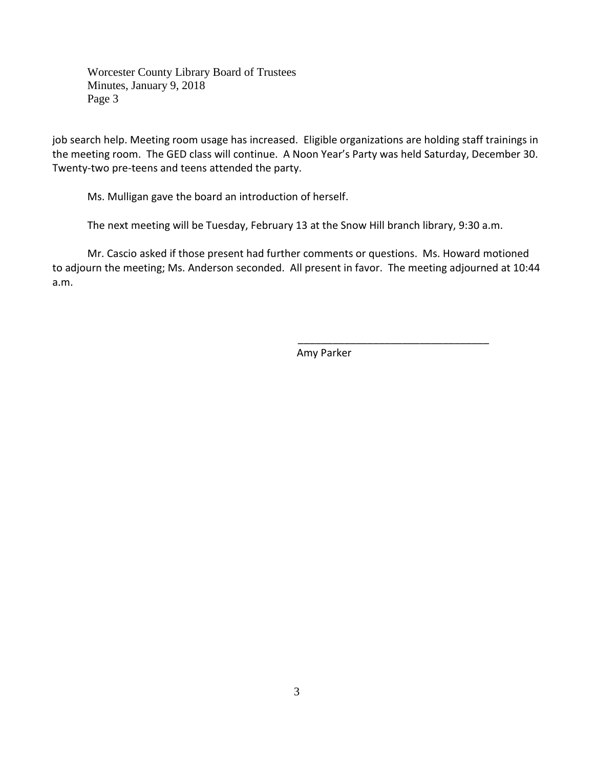job search help. Meeting room usage has increased. Eligible organizations are holding staff trainings in the meeting room. The GED class will continue. A Noon Year's Party was held Saturday, December 30. Twenty-two pre-teens and teens attended the party.

Ms. Mulligan gave the board an introduction of herself.

The next meeting will be Tuesday, February 13 at the Snow Hill branch library, 9:30 a.m.

Mr. Cascio asked if those present had further comments or questions. Ms. Howard motioned to adjourn the meeting; Ms. Anderson seconded. All present in favor. The meeting adjourned at 10:44 a.m.

\_\_\_\_\_\_\_\_\_\_\_\_\_\_\_\_\_\_\_\_\_\_\_\_\_\_\_\_\_\_\_\_\_\_

Amy Parker